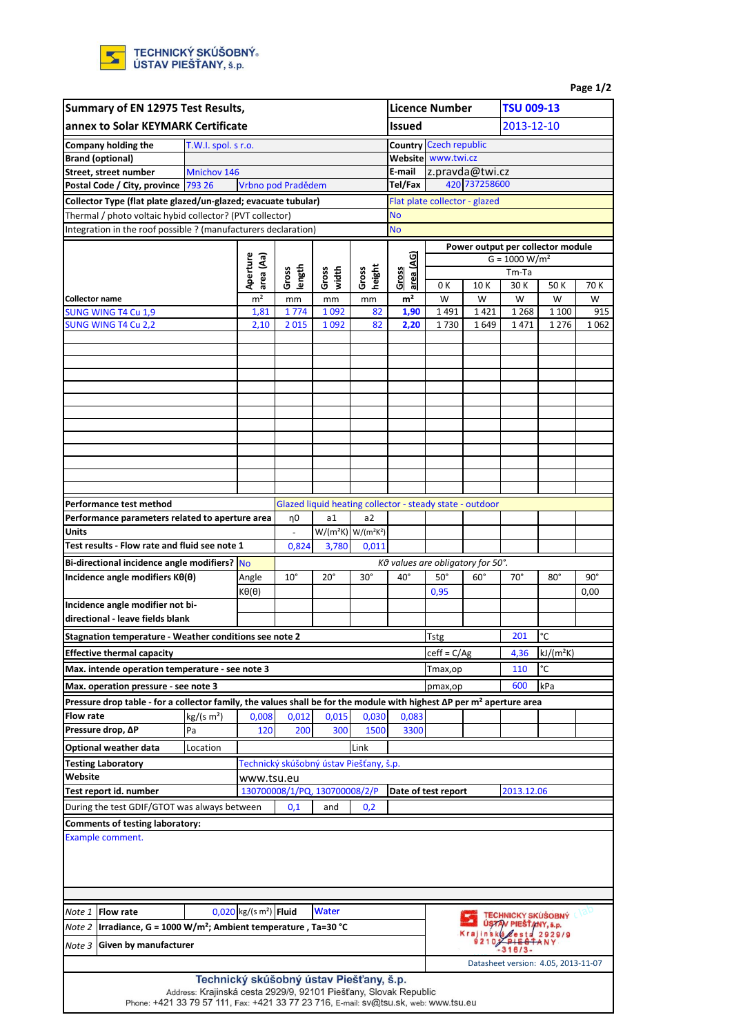TECHNICKÝ SKÚŠOBNÝ ÚSTAV PIEŠŤANY, š.p.

| Summary of EN 12975 Test Results, | Licence Number | TSU 009-13 |
|---|---|---|
| annex to Solar KEYMARK Certificate | Issued | 2013-12-10 |

| | | | | |
|---|---|---|---|---|
| Company holding the | T.W.I. spol. s r.o. | | Country | Czech republic |
| Brand (optional) | | | Website | www.twi.cz |
| Street, street number | Mnichov 146 | | E-mail | z.pravda@twi.cz |
| Postal Code / City, province | 793 26 | Vrbno pod Pradědem | Tel/Fax | 420 737258600 |

| | |
|---|---|
| Collector Type (flat plate glazed/un-glazed; evacuate tubular) | Flat plate collector - glazed |
| Thermal / photo voltaic hybid collector? (PVT collector) | No |
| Integration in the roof possible ? (manufacturers declaration) | No |

| Collector name | Aperture area (Aa) | Gross length | Gross width | Gross height | Gross area (AG) | Power output per collector module G = 1000 W/m² Tm-Ta 0 K | 10 K | 30 K | 50 K | 70 K |
|---|---|---|---|---|---|---|---|---|---|---|
| | m² | mm | mm | mm | m² | W | W | W | W | W |
| SUNG WING T4 Cu 1,9 | 1,81 | 1 774 | 1 092 | 82 | 1,90 | 1 491 | 1 421 | 1 268 | 1 100 | 915 |
| SUNG WING T4 Cu 2,2 | 2,10 | 2 015 | 1 092 | 82 | 2,20 | 1 730 | 1 649 | 1 471 | 1 276 | 1 062 |

| | | | |
|---|---|---|---|
| Performance test method | Glazed liquid heating collector - steady state - outdoor | | |
| Performance parameters related to aperture area | η0 | a1 | a2 |
| Units | - | W/(m²K) | W/(m²K²) |
| Test results - Flow rate and fluid see note 1 | 0,824 | 3,780 | 0,011 |

Bi-directional incidence angle modifiers? No — *Kθ values are obligatory for 50°.*

| Incidence angle modifiers Kθ(θ) | Angle | 10° | 20° | 30° | 40° | 50° | 60° | 70° | 80° | 90° |
|---|---|---|---|---|---|---|---|---|---|---|
| | Kθ(θ) | | | | | 0,95 | | | | 0,00 |
| Incidence angle modifier not bi-directional - leave fields blank | | | | | | | | | | |

| | | | |
|---|---|---|---|
| Stagnation temperature - Weather conditions see note 2 | Tstg | 201 | °C |
| Effective thermal capacity | ceff = C/Ag | 4,36 | kJ/(m²K) |
| Max. intende operation temperature - see note 3 | Tmax,op | 110 | °C |
| Max. operation pressure - see note 3 | pmax,op | 600 | kPa |

Pressure drop table - for a collector family, the values shall be for the module with highest ΔP per m² aperture area

| | | | | | | |
|---|---|---|---|---|---|---|
| Flow rate | kg/(s m²) | 0,008 | 0,012 | 0,015 | 0,030 | 0,083 |
| Pressure drop, ΔP | Pa | 120 | 200 | 300 | 1500 | 3300 |

| | | | |
|---|---|---|---|
| Optional weather data | Location | | Link |
| Testing Laboratory | Technický skúšobný ústav Piešťany, š.p. | | |
| Website | www.tsu.eu | | |
| Test report id. number | 130700008/1/PQ, 130700008/2/P | Date of test report | 2013.12.06 |

During the test GDIF/GTOT was always between 0,1 and 0,2

**Comments of testing laboratory:**

Example comment.

| | | | | | |
|---|---|---|---|---|---|
| Note 1 | Flow rate | 0,020 | kg/(s m²) | Fluid | Water |
| Note 2 | Irradiance, G = 1000 W/m²; Ambient temperature , Ta=30 °C | | | | |
| Note 3 | Given by manufacturer | | | | |

TECHNICKÝ SKÚŠOBNÝ ÚSTAV PIEŠŤANY, š.p. Krajinská cesta 2929/9 921 01 PIEŠŤANY -316/3-

Datasheet version: 4.05, 2013-11-07

**Technický skúšobný ústav Piešťany, š.p.**
Address: Krajinská cesta 2929/9, 92101 Piešťany, Slovak Republic
Phone: +421 33 79 57 111, Fax: +421 33 77 23 716, E-mail: sv@tsu.sk, web: www.tsu.eu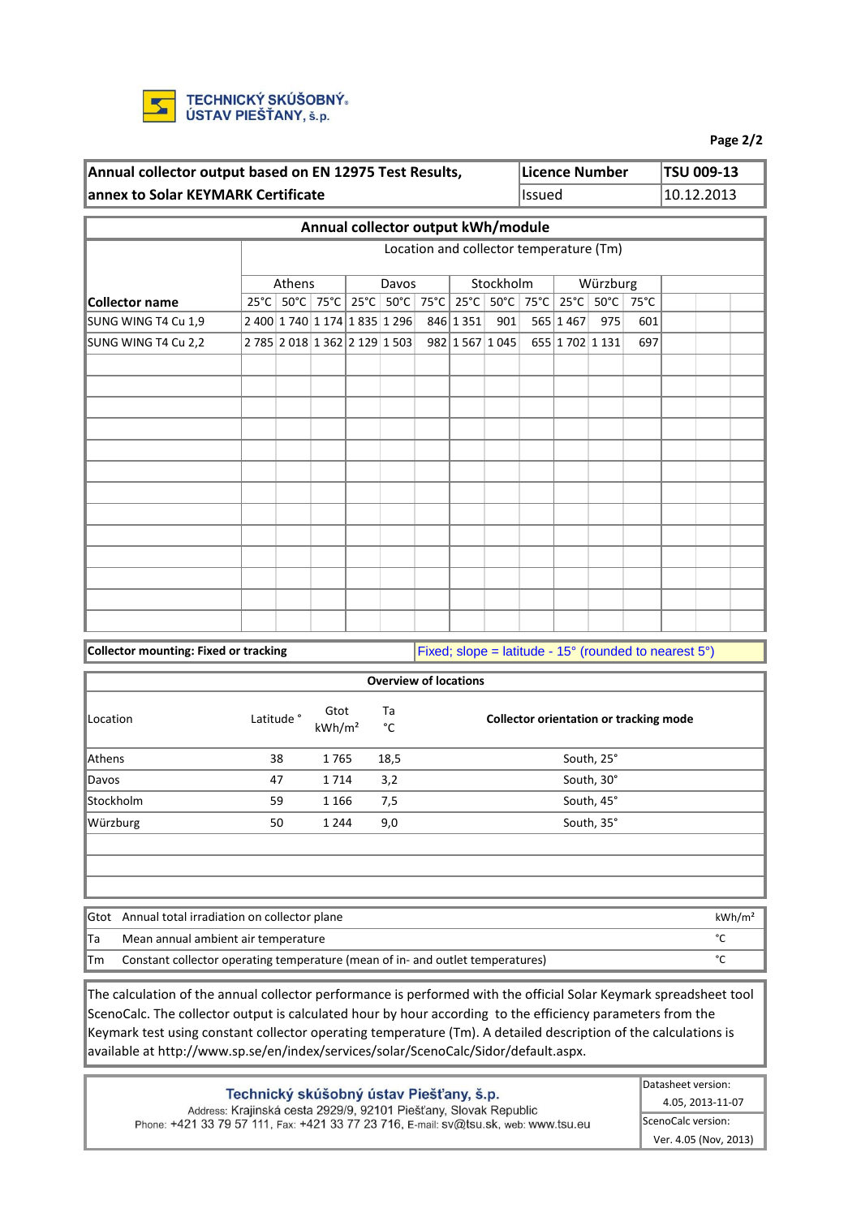TECHNICKÝ SKÚŠOBNÝ ÚSTAV PIEŠŤANY, š.p.

| Annual collector output based on EN 12975 Test Results, annex to Solar KEYMARK Certificate | Licence Number | TSU 009-13 |
|---|---|---|
| | Issued | 10.12.2013 |

## Annual collector output kWh/module

| | Location and collector temperature (Tm) | | | | | | | | | | | |
|---|---|---|---|---|---|---|---|---|---|---|---|---|
| | Athens | | | Davos | | | Stockholm | | | Würzburg | | |
| **Collector name** | 25°C | 50°C | 75°C | 25°C | 50°C | 75°C | 25°C | 50°C | 75°C | 25°C | 50°C | 75°C |
| SUNG WING T4 Cu 1,9 | 2 400 | 1 740 | 1 174 | 1 835 | 1 296 | 846 | 1 351 | 901 | 565 | 1 467 | 975 | 601 |
| SUNG WING T4 Cu 2,2 | 2 785 | 2 018 | 1 362 | 2 129 | 1 503 | 982 | 1 567 | 1 045 | 655 | 1 702 | 1 131 | 697 |

**Collector mounting: Fixed or tracking** — Fixed; slope = latitude - 15° (rounded to nearest 5°)

### Overview of locations

| Location | Latitude ° | Gtot kWh/m² | Ta °C | Collector orientation or tracking mode |
|---|---|---|---|---|
| Athens | 38 | 1 765 | 18,5 | South, 25° |
| Davos | 47 | 1 714 | 3,2 | South, 30° |
| Stockholm | 59 | 1 166 | 7,5 | South, 45° |
| Würzburg | 50 | 1 244 | 9,0 | South, 35° |

| | | |
|---|---|---|
| Gtot | Annual total irradiation on collector plane | kWh/m² |
| Ta | Mean annual ambient air temperature | °C |
| Tm | Constant collector operating temperature (mean of in- and outlet temperatures) | °C |

The calculation of the annual collector performance is performed with the official Solar Keymark spreadsheet tool ScenoCalc. The collector output is calculated hour by hour according to the efficiency parameters from the Keymark test using constant collector operating temperature (Tm). A detailed description of the calculations is available at http://www.sp.se/en/index/services/solar/ScenoCalc/Sidor/default.aspx.

**Technický skúšobný ústav Piešťany, š.p.**
Address: Krajinská cesta 2929/9, 92101 Piešťany, Slovak Republic
Phone: +421 33 79 57 111, Fax: +421 33 77 23 716, E-mail: sv@tsu.sk, web: www.tsu.eu

Datasheet version: 4.05, 2013-11-07
ScenoCalc version: Ver. 4.05 (Nov, 2013)